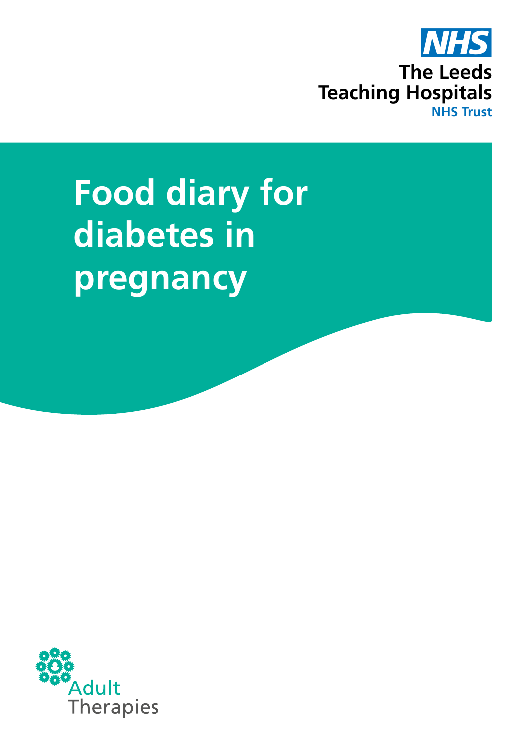NHS

The Leeds Teaching Hospitals NHS Trust

# Food diary for diabetes in pregnancy

Adult Therapies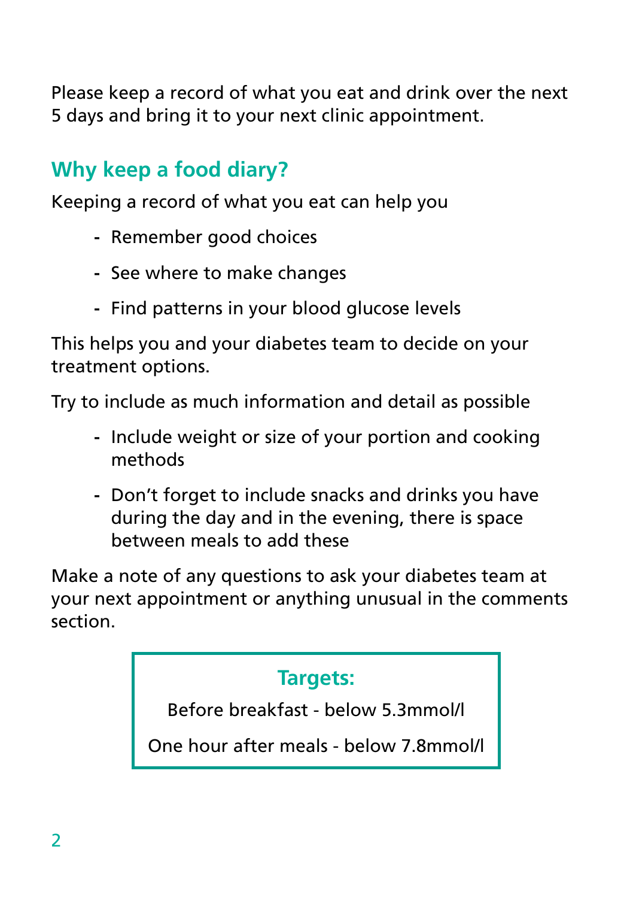Please keep a record of what you eat and drink over the next 5 days and bring it to your next clinic appointment.

## Why keep a food diary?

Keeping a record of what you eat can help you

- Remember good choices
- See where to make changes
- Find patterns in your blood glucose levels

This helps you and your diabetes team to decide on your treatment options.

Try to include as much information and detail as possible

- Include weight or size of your portion and cooking methods
- Don't forget to include snacks and drinks you have during the day and in the evening, there is space between meals to add these

Make a note of any questions to ask your diabetes team at your next appointment or anything unusual in the comments section.

**Targets:**

Before breakfast - below 5.3mmol/l

One hour after meals - below 7.8mmol/l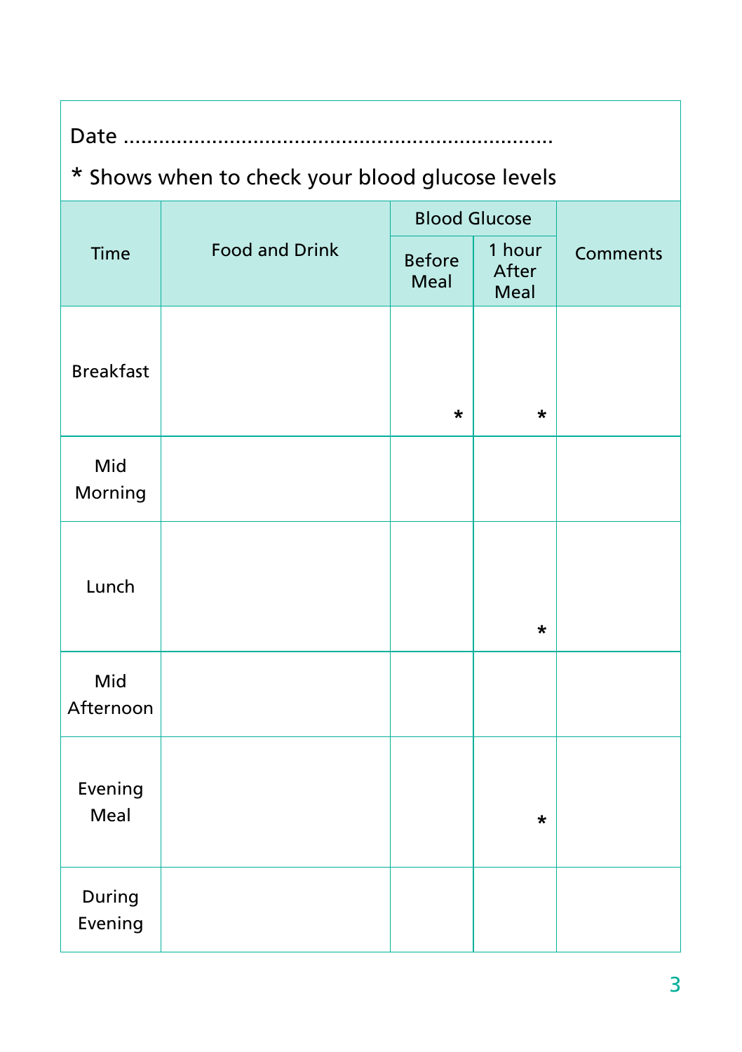Date ..................................................................

* Shows when to check your blood glucose levels

| Time | Food and Drink | Blood Glucose | | Comments |
|---|---|---|---|---|
| | | Before Meal | 1 hour After Meal | |
| Breakfast | | * | * | |
| Mid Morning | | | | |
| Lunch | | | * | |
| Mid Afternoon | | | | |
| Evening Meal | | | * | |
| During Evening | | | | |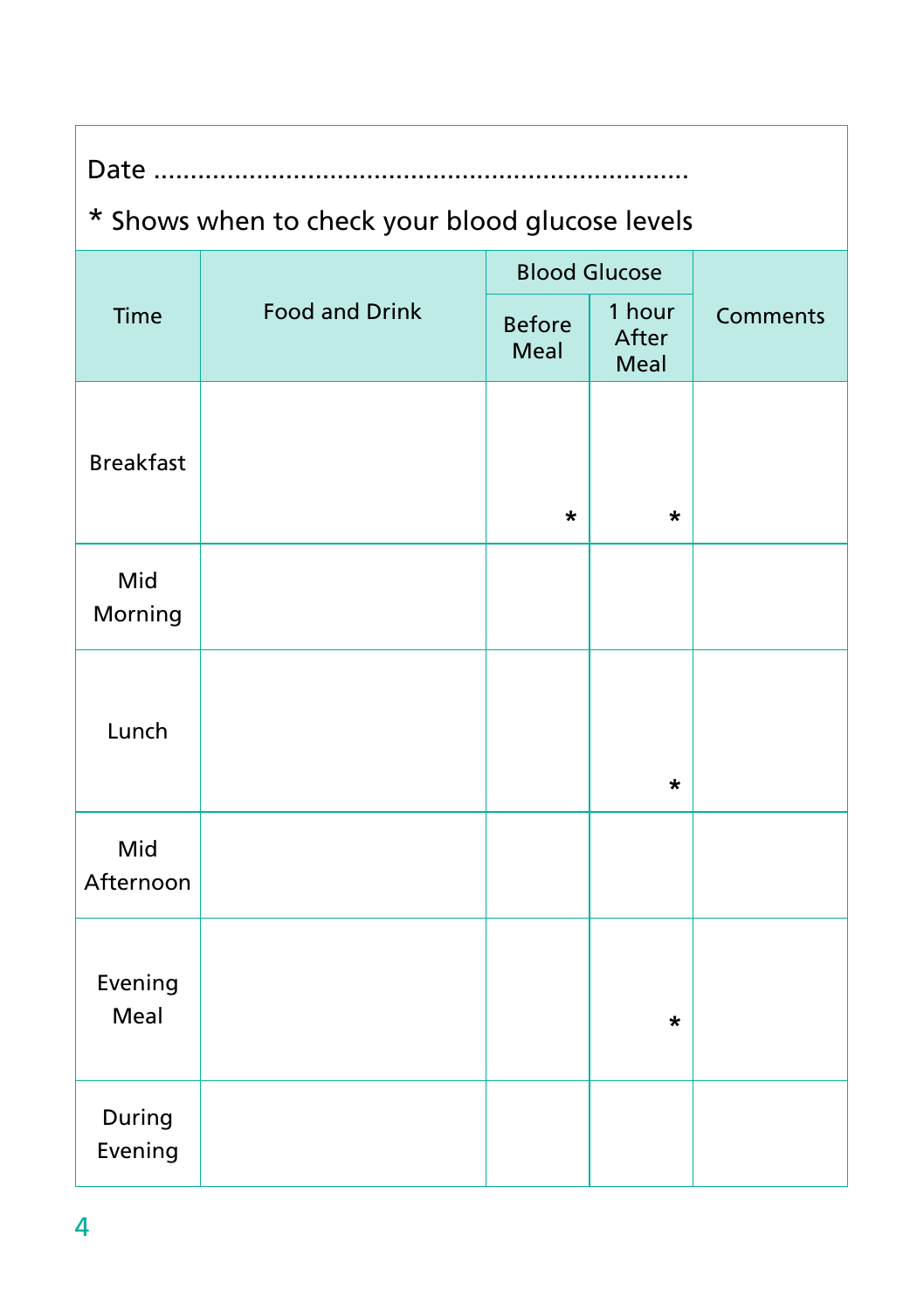Date ......................................................................

* Shows when to check your blood glucose levels

| Time | Food and Drink | Blood Glucose | | Comments |
|---|---|---|---|---|
| | | Before Meal | 1 hour After Meal | |
| Breakfast | | * | * | |
| Mid Morning | | | | |
| Lunch | | | * | |
| Mid Afternoon | | | | |
| Evening Meal | | | * | |
| During Evening | | | | |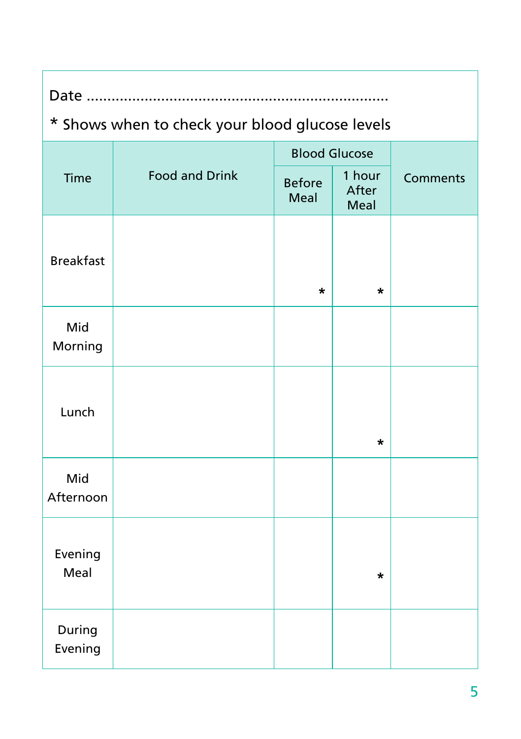Date ..................................................................

&#42; Shows when to check your blood glucose levels

| Time | Food and Drink | Blood Glucose | | Comments |
|---|---|---|---|---|
| | | Before Meal | 1 hour After Meal | |
| Breakfast | | * | * | |
| Mid Morning | | | | |
| Lunch | | | * | |
| Mid Afternoon | | | | |
| Evening Meal | | | * | |
| During Evening | | | | |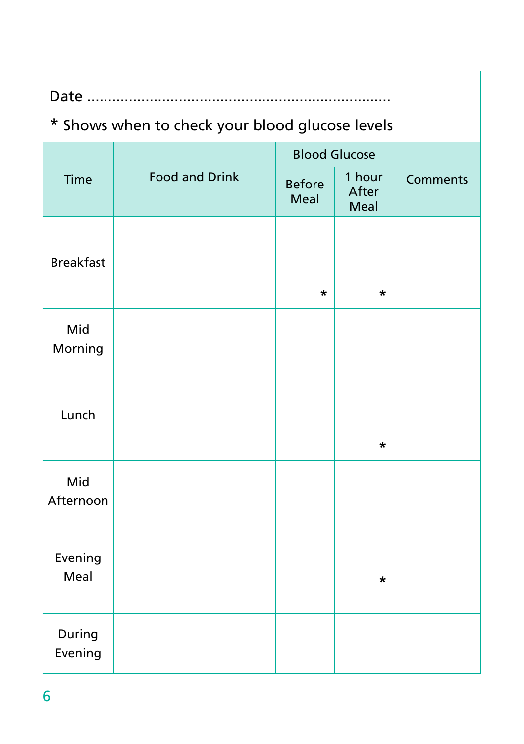Date ..................................................................

* Shows when to check your blood glucose levels

| Time | Food and Drink | Blood Glucose | | Comments |
|---|---|---|---|---|
| | | Before Meal | 1 hour After Meal | |
| Breakfast | | * | * | |
| Mid Morning | | | | |
| Lunch | | | * | |
| Mid Afternoon | | | | |
| Evening Meal | | | * | |
| During Evening | | | | |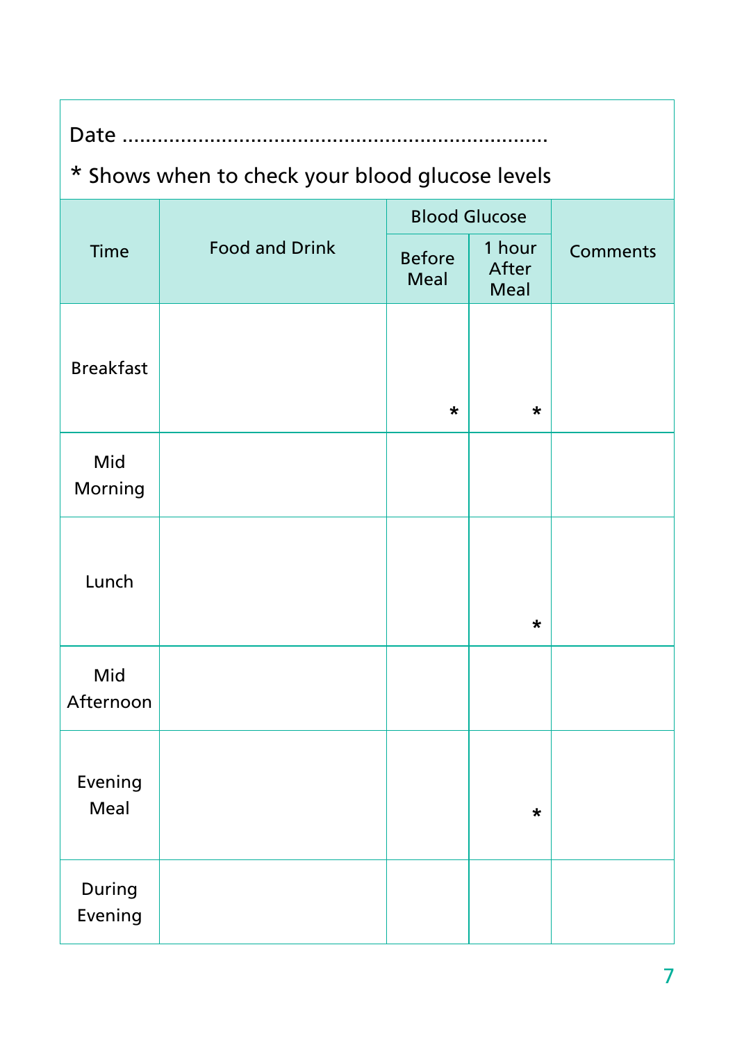Date ........................................................................

* Shows when to check your blood glucose levels

| Time | Food and Drink | Blood Glucose | | Comments |
|---|---|---|---|---|
| | | Before Meal | 1 hour After Meal | |
| Breakfast | | * | * | |
| Mid Morning | | | | |
| Lunch | | | * | |
| Mid Afternoon | | | | |
| Evening Meal | | | * | |
| During Evening | | | | |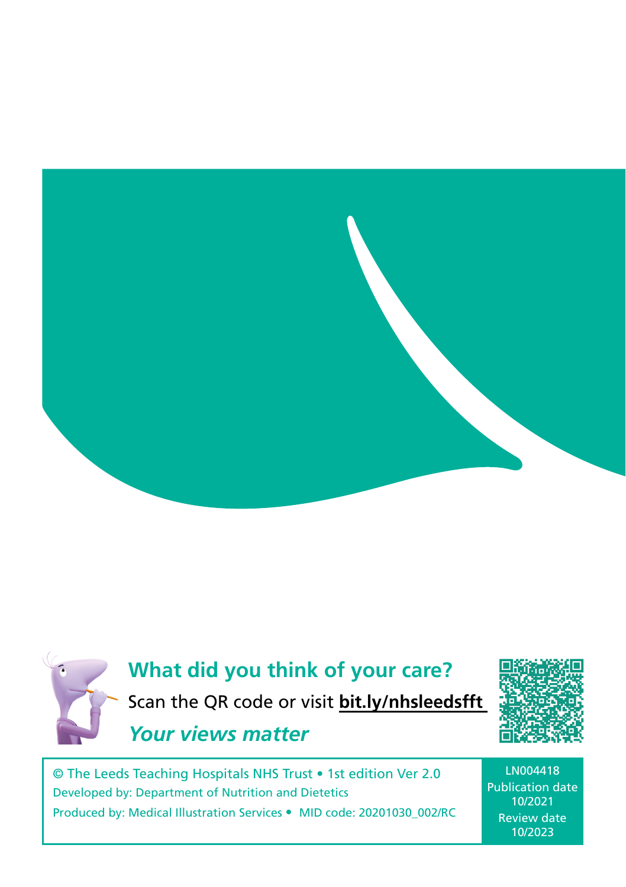## What did you think of your care?

Scan the QR code or visit **bit.ly/nhsleedsfft**

***Your views matter***

© The Leeds Teaching Hospitals NHS Trust • 1st edition Ver 2.0
Developed by: Department of Nutrition and Dietetics
Produced by: Medical Illustration Services • MID code: 20201030_002/RC

LN004418
Publication date 10/2021
Review date 10/2023